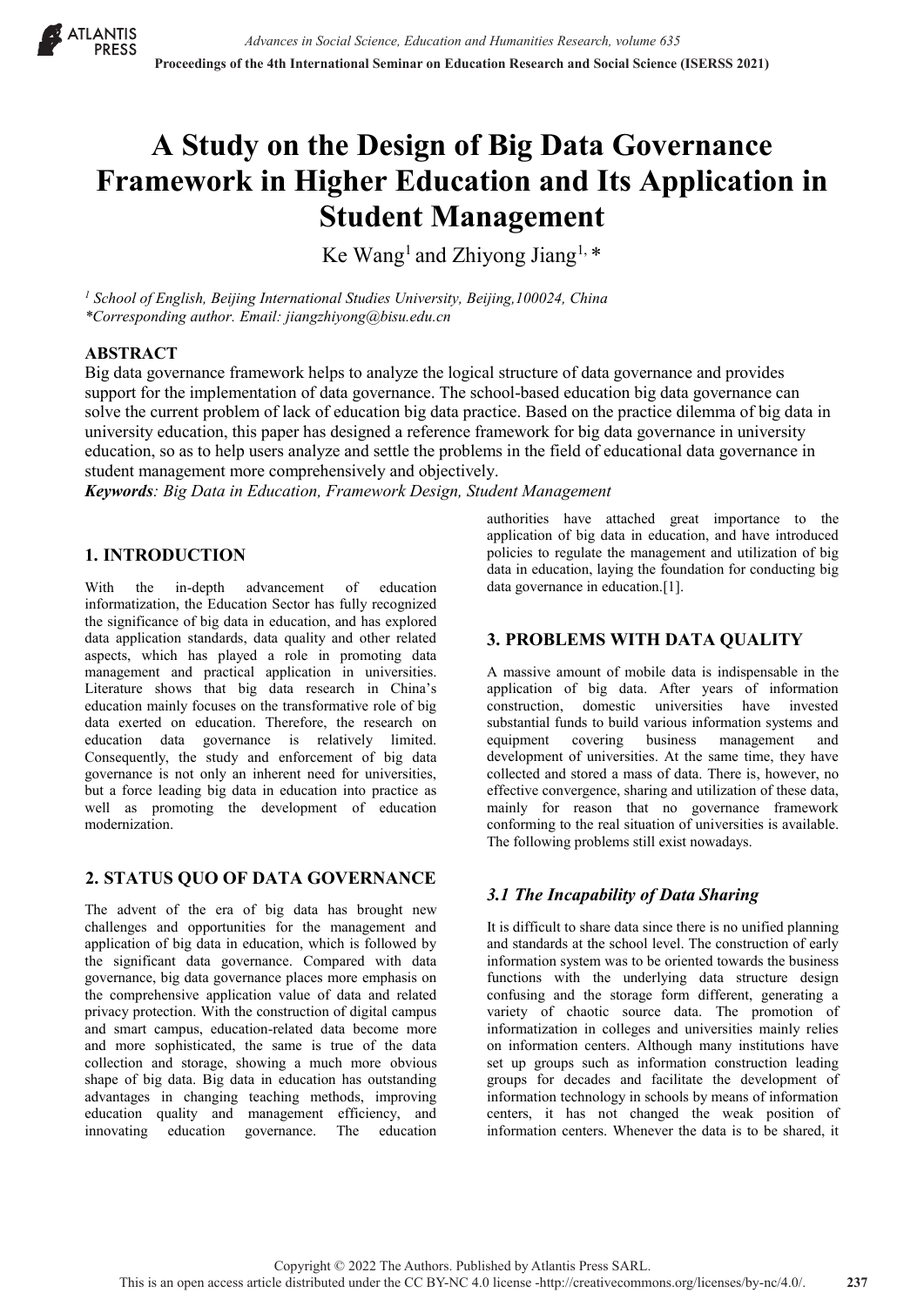# A Study on the Design of Big Data Governance Framework in Higher Education and Its Application in Student Management

Ke Wang[1] and Zhiyong Jiang[1,*]

[1] *School of English, Beijing International Studies University, Beijing,100024, China*
*\*Corresponding author. Email: jiangzhiyong@bisu.edu.cn*

## ABSTRACT

Big data governance framework helps to analyze the logical structure of data governance and provides support for the implementation of data governance. The school-based education big data governance can solve the current problem of lack of education big data practice. Based on the practice dilemma of big data in university education, this paper has designed a reference framework for big data governance in university education, so as to help users analyze and settle the problems in the field of educational data governance in student management more comprehensively and objectively.

***Keywords****: Big Data in Education, Framework Design, Student Management*

## 1. INTRODUCTION

With the in-depth advancement of education informatization, the Education Sector has fully recognized the significance of big data in education, and has explored data application standards, data quality and other related aspects, which has played a role in promoting data management and practical application in universities. Literature shows that big data research in China's education mainly focuses on the transformative role of big data exerted on education. Therefore, the research on education data governance is relatively limited. Consequently, the study and enforcement of big data governance is not only an inherent need for universities, but a force leading big data in education into practice as well as promoting the development of education modernization.

## 2. STATUS QUO OF DATA GOVERNANCE

The advent of the era of big data has brought new challenges and opportunities for the management and application of big data in education, which is followed by the significant data governance. Compared with data governance, big data governance places more emphasis on the comprehensive application value of data and related privacy protection. With the construction of digital campus and smart campus, education-related data become more and more sophisticated, the same is true of the data collection and storage, showing a much more obvious shape of big data. Big data in education has outstanding advantages in changing teaching methods, improving education quality and management efficiency, and innovating education governance. The education authorities have attached great importance to the application of big data in education, and have introduced policies to regulate the management and utilization of big data in education, laying the foundation for conducting big data governance in education.[1].

## 3. PROBLEMS WITH DATA QUALITY

A massive amount of mobile data is indispensable in the application of big data. After years of information construction, domestic universities have invested substantial funds to build various information systems and equipment covering business management and development of universities. At the same time, they have collected and stored a mass of data. There is, however, no effective convergence, sharing and utilization of these data, mainly for reason that no governance framework conforming to the real situation of universities is available. The following problems still exist nowadays.

### *3.1 The Incapability of Data Sharing*

It is difficult to share data since there is no unified planning and standards at the school level. The construction of early information system was to be oriented towards the business functions with the underlying data structure design confusing and the storage form different, generating a variety of chaotic source data. The promotion of informatization in colleges and universities mainly relies on information centers. Although many institutions have set up groups such as information construction leading groups for decades and facilitate the development of information technology in schools by means of information centers, it has not changed the weak position of information centers. Whenever the data is to be shared, it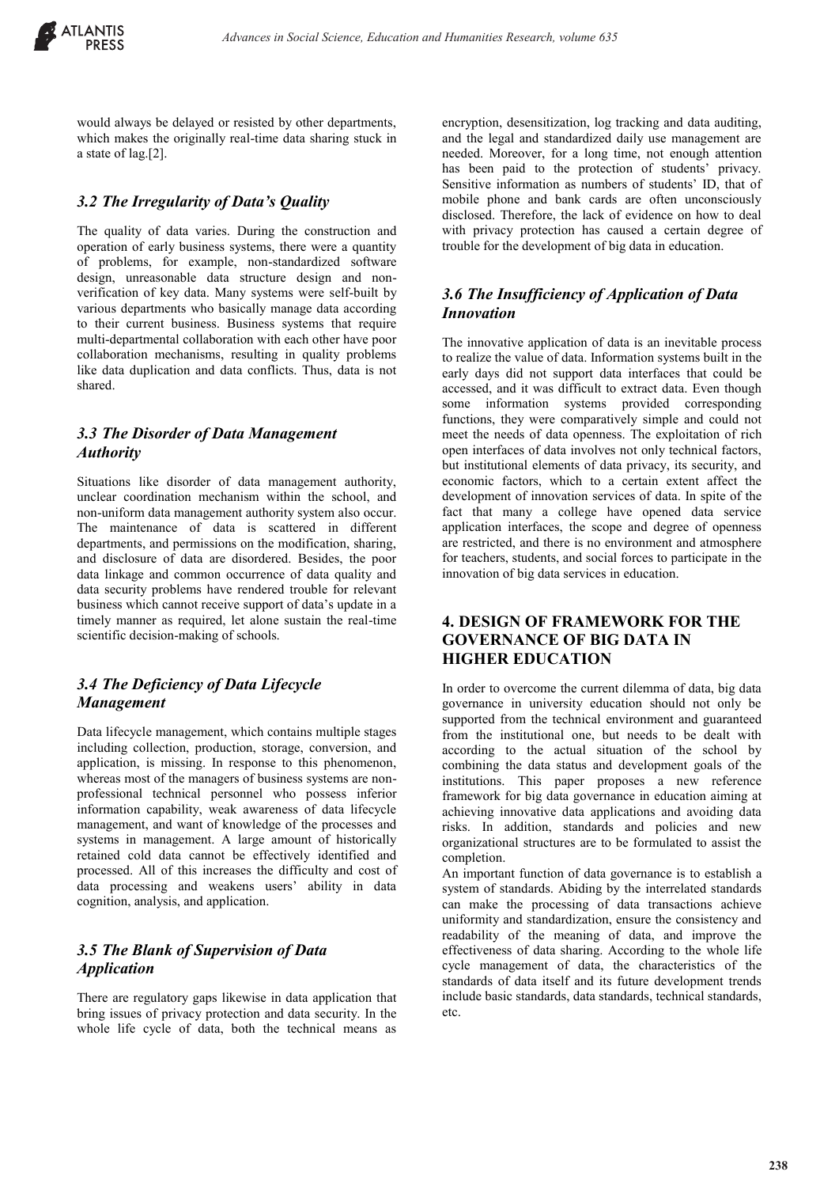would always be delayed or resisted by other departments, which makes the originally real-time data sharing stuck in a state of lag.[2].

### *3.2 The Irregularity of Data's Quality*

The quality of data varies. During the construction and operation of early business systems, there were a quantity of problems, for example, non-standardized software design, unreasonable data structure design and non-verification of key data. Many systems were self-built by various departments who basically manage data according to their current business. Business systems that require multi-departmental collaboration with each other have poor collaboration mechanisms, resulting in quality problems like data duplication and data conflicts. Thus, data is not shared.

### *3.3 The Disorder of Data Management Authority*

Situations like disorder of data management authority, unclear coordination mechanism within the school, and non-uniform data management authority system also occur. The maintenance of data is scattered in different departments, and permissions on the modification, sharing, and disclosure of data are disordered. Besides, the poor data linkage and common occurrence of data quality and data security problems have rendered trouble for relevant business which cannot receive support of data's update in a timely manner as required, let alone sustain the real-time scientific decision-making of schools.

### *3.4 The Deficiency of Data Lifecycle Management*

Data lifecycle management, which contains multiple stages including collection, production, storage, conversion, and application, is missing. In response to this phenomenon, whereas most of the managers of business systems are non-professional technical personnel who possess inferior information capability, weak awareness of data lifecycle management, and want of knowledge of the processes and systems in management. A large amount of historically retained cold data cannot be effectively identified and processed. All of this increases the difficulty and cost of data processing and weakens users' ability in data cognition, analysis, and application.

### *3.5 The Blank of Supervision of Data Application*

There are regulatory gaps likewise in data application that bring issues of privacy protection and data security. In the whole life cycle of data, both the technical means as encryption, desensitization, log tracking and data auditing, and the legal and standardized daily use management are needed. Moreover, for a long time, not enough attention has been paid to the protection of students' privacy. Sensitive information as numbers of students' ID, that of mobile phone and bank cards are often unconsciously disclosed. Therefore, the lack of evidence on how to deal with privacy protection has caused a certain degree of trouble for the development of big data in education.

### *3.6 The Insufficiency of Application of Data Innovation*

The innovative application of data is an inevitable process to realize the value of data. Information systems built in the early days did not support data interfaces that could be accessed, and it was difficult to extract data. Even though some information systems provided corresponding functions, they were comparatively simple and could not meet the needs of data openness. The exploitation of rich open interfaces of data involves not only technical factors, but institutional elements of data privacy, its security, and economic factors, which to a certain extent affect the development of innovation services of data. In spite of the fact that many a college have opened data service application interfaces, the scope and degree of openness are restricted, and there is no environment and atmosphere for teachers, students, and social forces to participate in the innovation of big data services in education.

## 4. DESIGN OF FRAMEWORK FOR THE GOVERNANCE OF BIG DATA IN HIGHER EDUCATION

In order to overcome the current dilemma of data, big data governance in university education should not only be supported from the technical environment and guaranteed from the institutional one, but needs to be dealt with according to the actual situation of the school by combining the data status and development goals of the institutions. This paper proposes a new reference framework for big data governance in education aiming at achieving innovative data applications and avoiding data risks. In addition, standards and policies and new organizational structures are to be formulated to assist the completion.

An important function of data governance is to establish a system of standards. Abiding by the interrelated standards can make the processing of data transactions achieve uniformity and standardization, ensure the consistency and readability of the meaning of data, and improve the effectiveness of data sharing. According to the whole life cycle management of data, the characteristics of the standards of data itself and its future development trends include basic standards, data standards, technical standards, etc.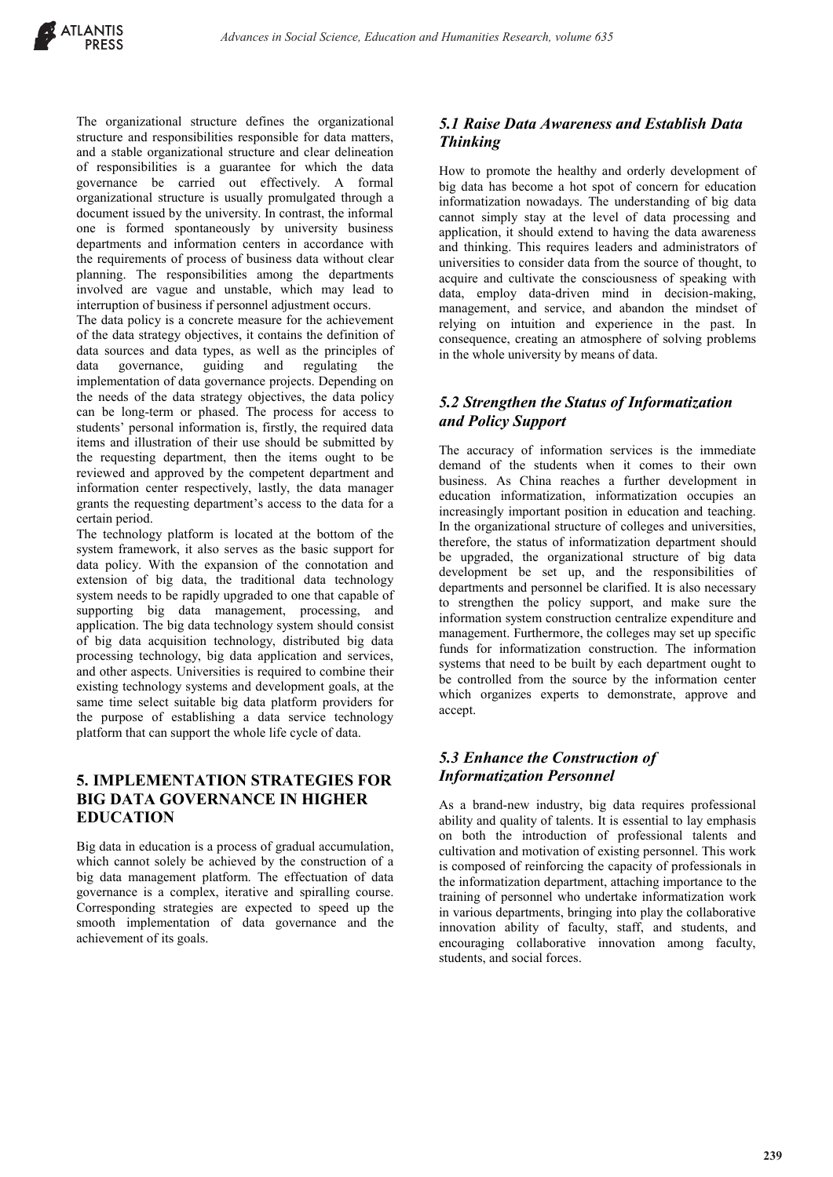The organizational structure defines the organizational structure and responsibilities responsible for data matters, and a stable organizational structure and clear delineation of responsibilities is a guarantee for which the data governance be carried out effectively. A formal organizational structure is usually promulgated through a document issued by the university. In contrast, the informal one is formed spontaneously by university business departments and information centers in accordance with the requirements of process of business data without clear planning. The responsibilities among the departments involved are vague and unstable, which may lead to interruption of business if personnel adjustment occurs.

The data policy is a concrete measure for the achievement of the data strategy objectives, it contains the definition of data sources and data types, as well as the principles of data governance, guiding and regulating the implementation of data governance projects. Depending on the needs of the data strategy objectives, the data policy can be long-term or phased. The process for access to students' personal information is, firstly, the required data items and illustration of their use should be submitted by the requesting department, then the items ought to be reviewed and approved by the competent department and information center respectively, lastly, the data manager grants the requesting department's access to the data for a certain period.

The technology platform is located at the bottom of the system framework, it also serves as the basic support for data policy. With the expansion of the connotation and extension of big data, the traditional data technology system needs to be rapidly upgraded to one that capable of supporting big data management, processing, and application. The big data technology system should consist of big data acquisition technology, distributed big data processing technology, big data application and services, and other aspects. Universities is required to combine their existing technology systems and development goals, at the same time select suitable big data platform providers for the purpose of establishing a data service technology platform that can support the whole life cycle of data.

## 5. IMPLEMENTATION STRATEGIES FOR BIG DATA GOVERNANCE IN HIGHER EDUCATION

Big data in education is a process of gradual accumulation, which cannot solely be achieved by the construction of a big data management platform. The effectuation of data governance is a complex, iterative and spiralling course. Corresponding strategies are expected to speed up the smooth implementation of data governance and the achievement of its goals.

### *5.1 Raise Data Awareness and Establish Data Thinking*

How to promote the healthy and orderly development of big data has become a hot spot of concern for education informatization nowadays. The understanding of big data cannot simply stay at the level of data processing and application, it should extend to having the data awareness and thinking. This requires leaders and administrators of universities to consider data from the source of thought, to acquire and cultivate the consciousness of speaking with data, employ data-driven mind in decision-making, management, and service, and abandon the mindset of relying on intuition and experience in the past. In consequence, creating an atmosphere of solving problems in the whole university by means of data.

### *5.2 Strengthen the Status of Informatization and Policy Support*

The accuracy of information services is the immediate demand of the students when it comes to their own business. As China reaches a further development in education informatization, informatization occupies an increasingly important position in education and teaching. In the organizational structure of colleges and universities, therefore, the status of informatization department should be upgraded, the organizational structure of big data development be set up, and the responsibilities of departments and personnel be clarified. It is also necessary to strengthen the policy support, and make sure the information system construction centralize expenditure and management. Furthermore, the colleges may set up specific funds for informatization construction. The information systems that need to be built by each department ought to be controlled from the source by the information center which organizes experts to demonstrate, approve and accept.

### *5.3 Enhance the Construction of Informatization Personnel*

As a brand-new industry, big data requires professional ability and quality of talents. It is essential to lay emphasis on both the introduction of professional talents and cultivation and motivation of existing personnel. This work is composed of reinforcing the capacity of professionals in the informatization department, attaching importance to the training of personnel who undertake informatization work in various departments, bringing into play the collaborative innovation ability of faculty, staff, and students, and encouraging collaborative innovation among faculty, students, and social forces.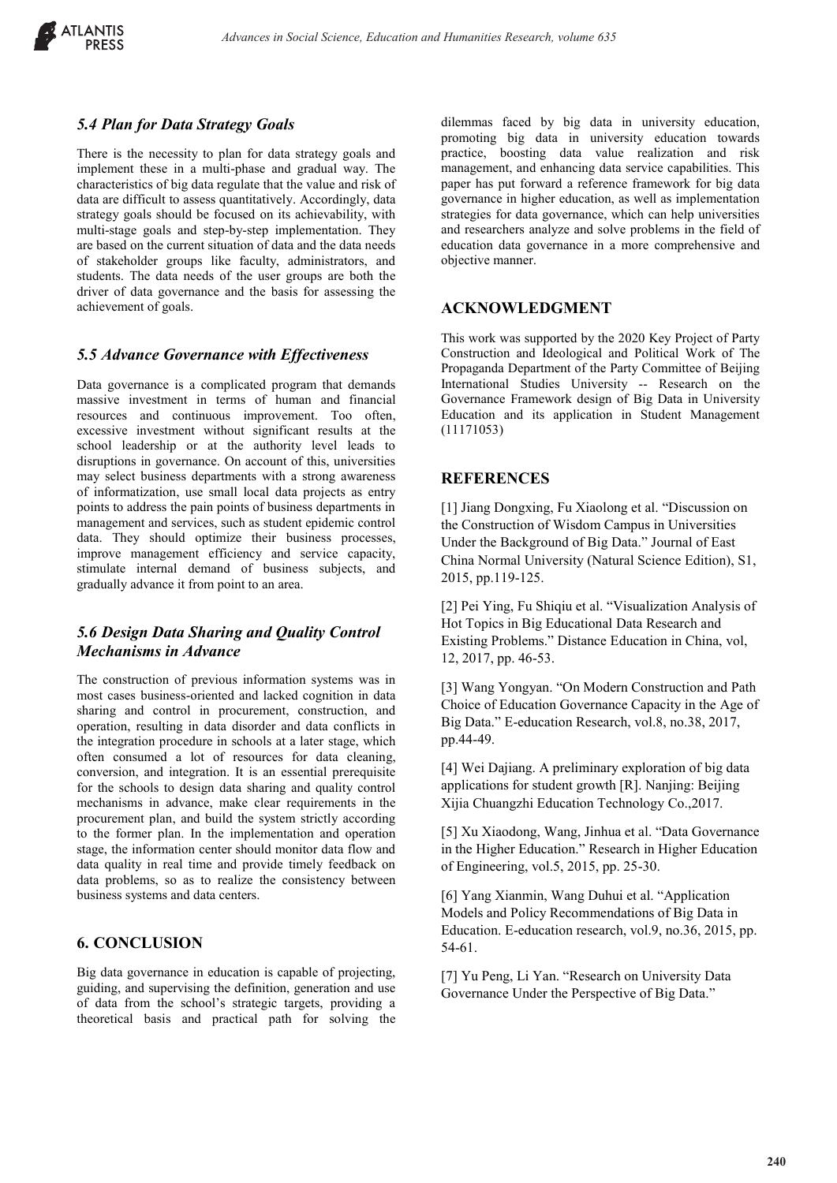### *5.4 Plan for Data Strategy Goals*

There is the necessity to plan for data strategy goals and implement these in a multi-phase and gradual way. The characteristics of big data regulate that the value and risk of data are difficult to assess quantitatively. Accordingly, data strategy goals should be focused on its achievability, with multi-stage goals and step-by-step implementation. They are based on the current situation of data and the data needs of stakeholder groups like faculty, administrators, and students. The data needs of the user groups are both the driver of data governance and the basis for assessing the achievement of goals.

### *5.5 Advance Governance with Effectiveness*

Data governance is a complicated program that demands massive investment in terms of human and financial resources and continuous improvement. Too often, excessive investment without significant results at the school leadership or at the authority level leads to disruptions in governance. On account of this, universities may select business departments with a strong awareness of informatization, use small local data projects as entry points to address the pain points of business departments in management and services, such as student epidemic control data. They should optimize their business processes, improve management efficiency and service capacity, stimulate internal demand of business subjects, and gradually advance it from point to an area.

### *5.6 Design Data Sharing and Quality Control Mechanisms in Advance*

The construction of previous information systems was in most cases business-oriented and lacked cognition in data sharing and control in procurement, construction, and operation, resulting in data disorder and data conflicts in the integration procedure in schools at a later stage, which often consumed a lot of resources for data cleaning, conversion, and integration. It is an essential prerequisite for the schools to design data sharing and quality control mechanisms in advance, make clear requirements in the procurement plan, and build the system strictly according to the former plan. In the implementation and operation stage, the information center should monitor data flow and data quality in real time and provide timely feedback on data problems, so as to realize the consistency between business systems and data centers.

## 6. CONCLUSION

Big data governance in education is capable of projecting, guiding, and supervising the definition, generation and use of data from the school's strategic targets, providing a theoretical basis and practical path for solving the dilemmas faced by big data in university education, promoting big data in university education towards practice, boosting data value realization and risk management, and enhancing data service capabilities. This paper has put forward a reference framework for big data governance in higher education, as well as implementation strategies for data governance, which can help universities and researchers analyze and solve problems in the field of education data governance in a more comprehensive and objective manner.

## ACKNOWLEDGMENT

This work was supported by the 2020 Key Project of Party Construction and Ideological and Political Work of The Propaganda Department of the Party Committee of Beijing International Studies University -- Research on the Governance Framework design of Big Data in University Education and its application in Student Management (11171053)

## REFERENCES

[1] Jiang Dongxing, Fu Xiaolong et al. "Discussion on the Construction of Wisdom Campus in Universities Under the Background of Big Data." Journal of East China Normal University (Natural Science Edition), S1, 2015, pp.119-125.

[2] Pei Ying, Fu Shiqiu et al. "Visualization Analysis of Hot Topics in Big Educational Data Research and Existing Problems." Distance Education in China, vol, 12, 2017, pp. 46-53.

[3] Wang Yongyan. "On Modern Construction and Path Choice of Education Governance Capacity in the Age of Big Data." E-education Research, vol.8, no.38, 2017, pp.44-49.

[4] Wei Dajiang. A preliminary exploration of big data applications for student growth [R]. Nanjing: Beijing Xijia Chuangzhi Education Technology Co.,2017.

[5] Xu Xiaodong, Wang, Jinhua et al. "Data Governance in the Higher Education." Research in Higher Education of Engineering, vol.5, 2015, pp. 25-30.

[6] Yang Xianmin, Wang Duhui et al. "Application Models and Policy Recommendations of Big Data in Education. E-education research, vol.9, no.36, 2015, pp. 54-61.

[7] Yu Peng, Li Yan. "Research on University Data Governance Under the Perspective of Big Data."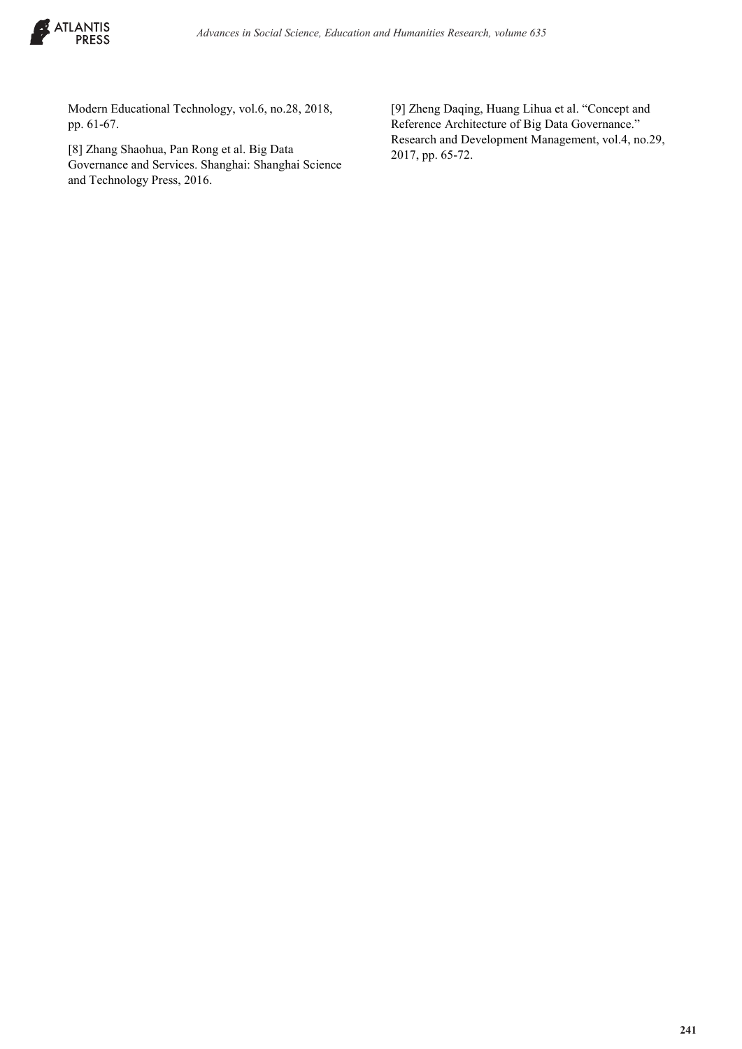Modern Educational Technology, vol.6, no.28, 2018, pp. 61-67.

[8] Zhang Shaohua, Pan Rong et al. Big Data Governance and Services. Shanghai: Shanghai Science and Technology Press, 2016.

[9] Zheng Daqing, Huang Lihua et al. “Concept and Reference Architecture of Big Data Governance.” Research and Development Management, vol.4, no.29, 2017, pp. 65-72.